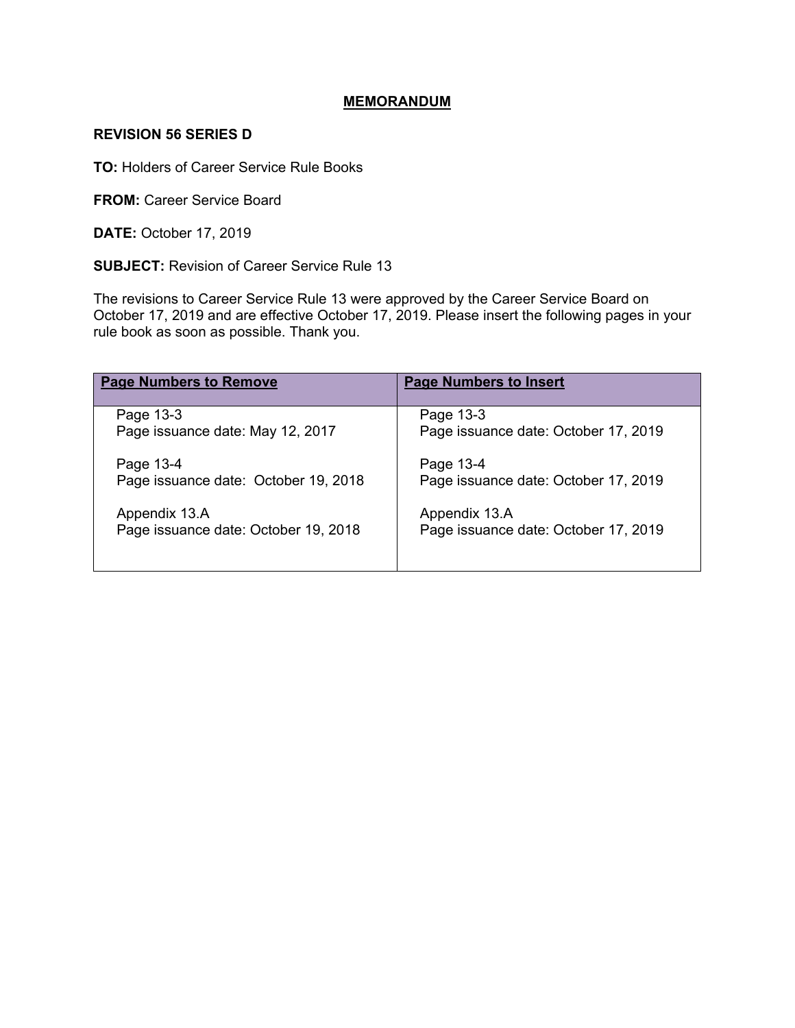# MEMORANDUM

**REVISION 56 SERIES D**

**TO:** Holders of Career Service Rule Books

**FROM:** Career Service Board

**DATE:** October 17, 2019

**SUBJECT:** Revision of Career Service Rule 13

The revisions to Career Service Rule 13 were approved by the Career Service Board on October 17, 2019 and are effective October 17, 2019. Please insert the following pages in your rule book as soon as possible. Thank you.

| **Page Numbers to Remove** | **Page Numbers to Insert** |
| --- | --- |
| Page 13-3<br>Page issuance date: May 12, 2017 | Page 13-3<br>Page issuance date: October 17, 2019 |
| Page 13-4<br>Page issuance date: October 19, 2018 | Page 13-4<br>Page issuance date: October 17, 2019 |
| Appendix 13.A<br>Page issuance date: October 19, 2018 | Appendix 13.A<br>Page issuance date: October 17, 2019 |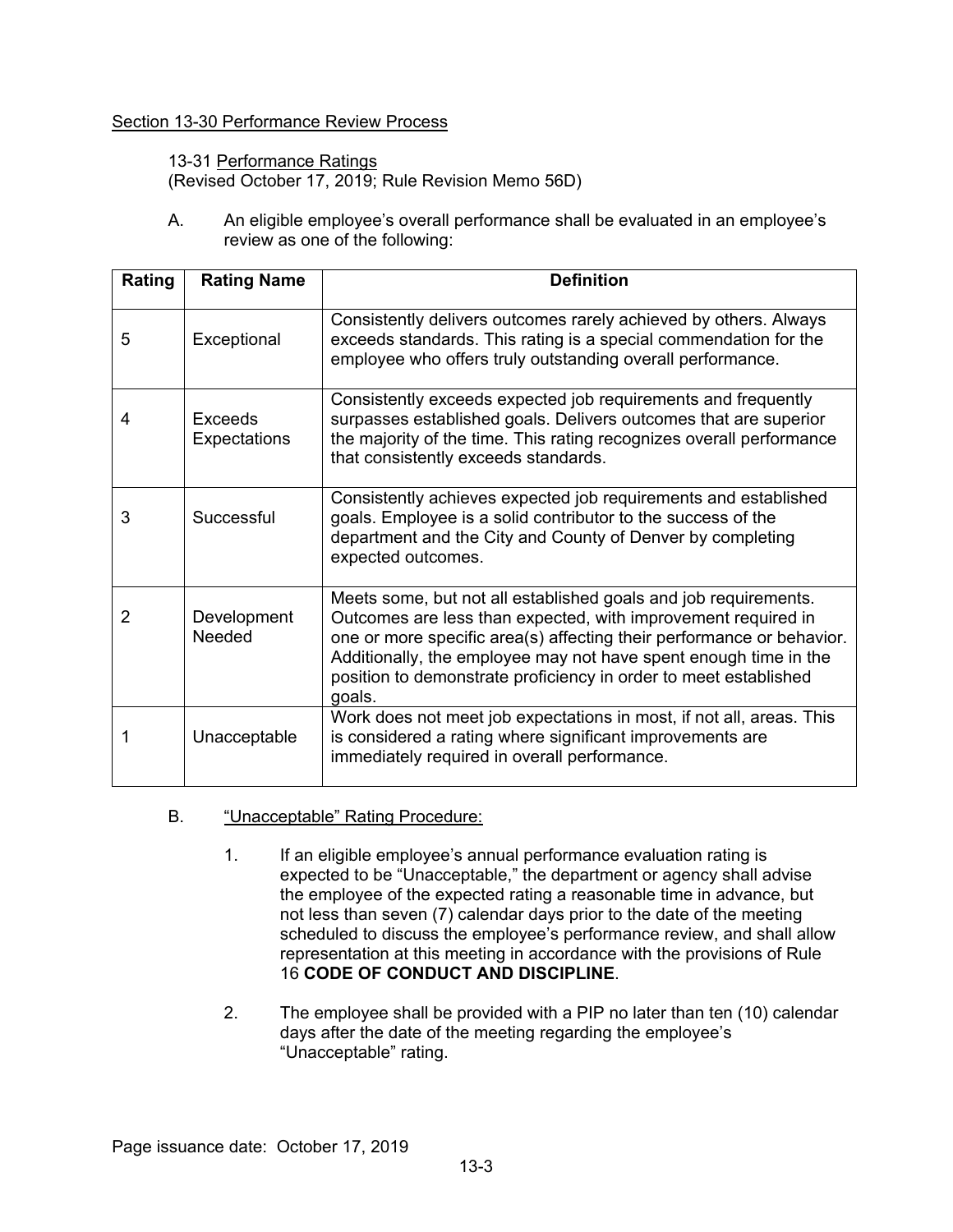## Section 13-30 Performance Review Process

### 13-31 Performance Ratings

(Revised October 17, 2019; Rule Revision Memo 56D)

A. An eligible employee's overall performance shall be evaluated in an employee's review as one of the following:

| Rating | Rating Name | Definition |
|---|---|---|
| 5 | Exceptional | Consistently delivers outcomes rarely achieved by others. Always exceeds standards. This rating is a special commendation for the employee who offers truly outstanding overall performance. |
| 4 | Exceeds Expectations | Consistently exceeds expected job requirements and frequently surpasses established goals. Delivers outcomes that are superior the majority of the time. This rating recognizes overall performance that consistently exceeds standards. |
| 3 | Successful | Consistently achieves expected job requirements and established goals. Employee is a solid contributor to the success of the department and the City and County of Denver by completing expected outcomes. |
| 2 | Development Needed | Meets some, but not all established goals and job requirements. Outcomes are less than expected, with improvement required in one or more specific area(s) affecting their performance or behavior. Additionally, the employee may not have spent enough time in the position to demonstrate proficiency in order to meet established goals. |
| 1 | Unacceptable | Work does not meet job expectations in most, if not all, areas. This is considered a rating where significant improvements are immediately required in overall performance. |

B. "Unacceptable" Rating Procedure:

1. If an eligible employee's annual performance evaluation rating is expected to be "Unacceptable," the department or agency shall advise the employee of the expected rating a reasonable time in advance, but not less than seven (7) calendar days prior to the date of the meeting scheduled to discuss the employee's performance review, and shall allow representation at this meeting in accordance with the provisions of Rule 16 **CODE OF CONDUCT AND DISCIPLINE**.

2. The employee shall be provided with a PIP no later than ten (10) calendar days after the date of the meeting regarding the employee's "Unacceptable" rating.

Page issuance date: October 17, 2019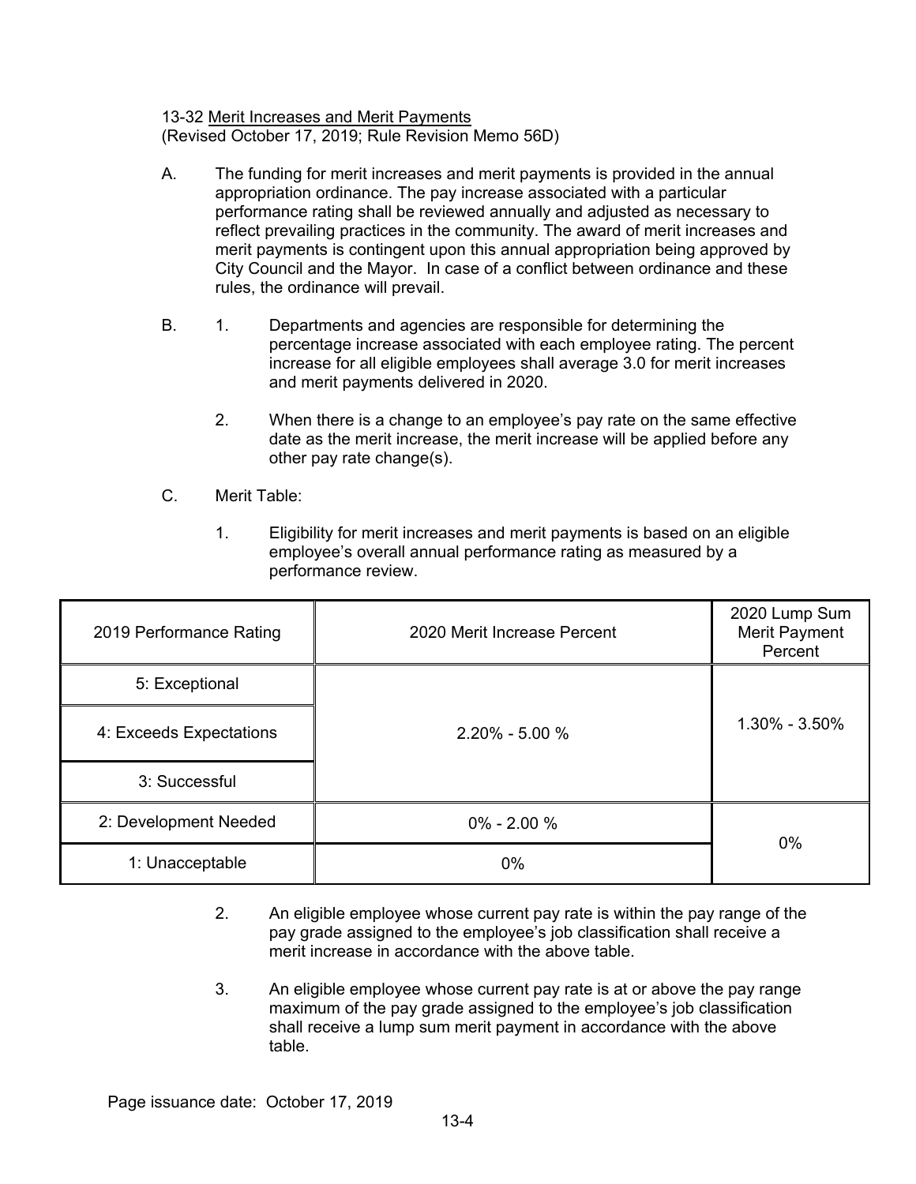13-32 Merit Increases and Merit Payments
(Revised October 17, 2019; Rule Revision Memo 56D)

A. The funding for merit increases and merit payments is provided in the annual appropriation ordinance. The pay increase associated with a particular performance rating shall be reviewed annually and adjusted as necessary to reflect prevailing practices in the community. The award of merit increases and merit payments is contingent upon this annual appropriation being approved by City Council and the Mayor. In case of a conflict between ordinance and these rules, the ordinance will prevail.

B. 1. Departments and agencies are responsible for determining the percentage increase associated with each employee rating. The percent increase for all eligible employees shall average 3.0 for merit increases and merit payments delivered in 2020.

2. When there is a change to an employee's pay rate on the same effective date as the merit increase, the merit increase will be applied before any other pay rate change(s).

C. Merit Table:

1. Eligibility for merit increases and merit payments is based on an eligible employee's overall annual performance rating as measured by a performance review.

| 2019 Performance Rating | 2020 Merit Increase Percent | 2020 Lump Sum Merit Payment Percent |
|---|---|---|
| 5: Exceptional | 2.20% - 5.00 % | 1.30% - 3.50% |
| 4: Exceeds Expectations | | |
| 3: Successful | | |
| 2: Development Needed | 0% - 2.00 % | 0% |
| 1: Unacceptable | 0% | |

2. An eligible employee whose current pay rate is within the pay range of the pay grade assigned to the employee's job classification shall receive a merit increase in accordance with the above table.

3. An eligible employee whose current pay rate is at or above the pay range maximum of the pay grade assigned to the employee's job classification shall receive a lump sum merit payment in accordance with the above table.

Page issuance date: October 17, 2019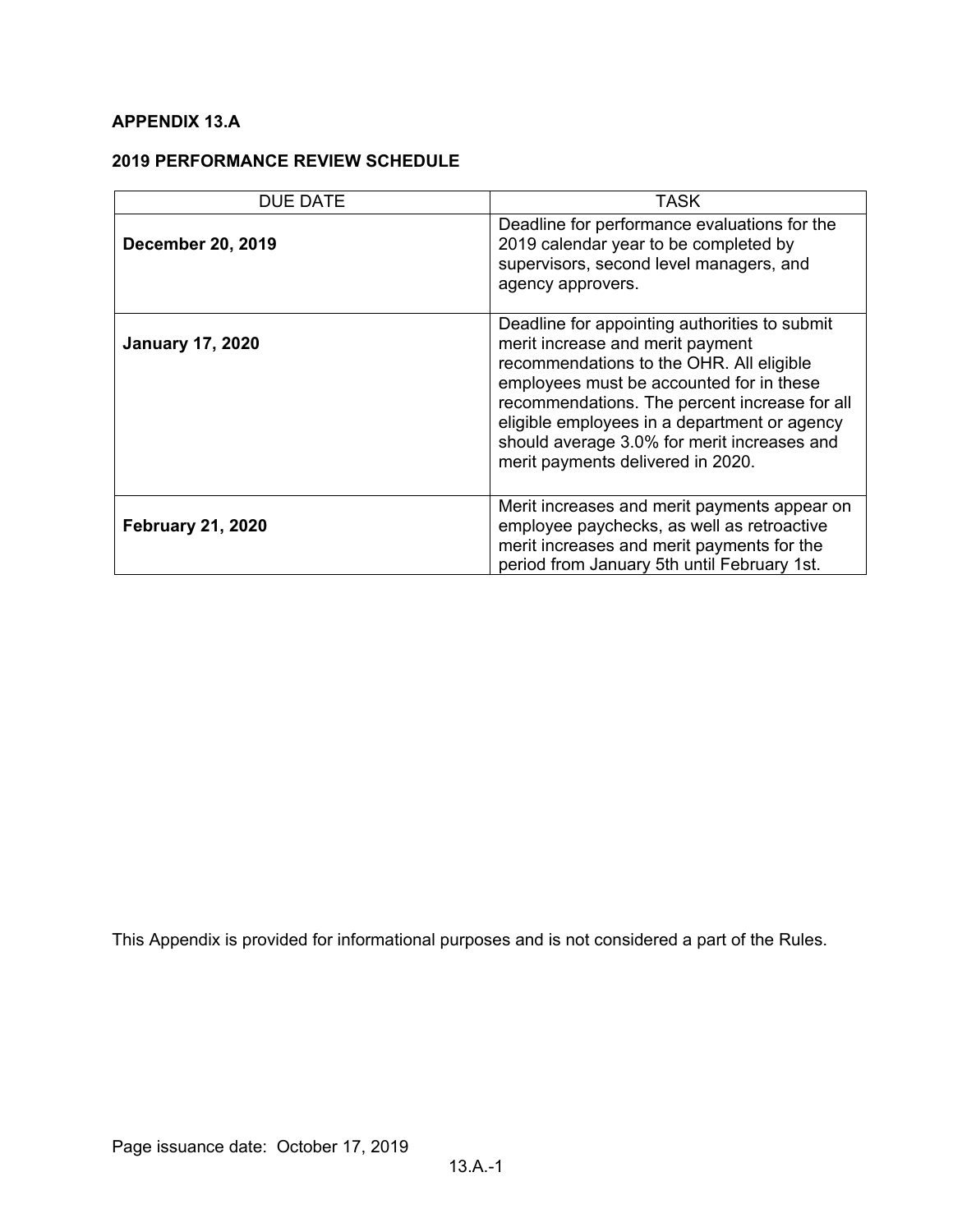**APPENDIX 13.A**

**2019 PERFORMANCE REVIEW SCHEDULE**

| DUE DATE | TASK |
| --- | --- |
| **December 20, 2019** | Deadline for performance evaluations for the 2019 calendar year to be completed by supervisors, second level managers, and agency approvers. |
| **January 17, 2020** | Deadline for appointing authorities to submit merit increase and merit payment recommendations to the OHR. All eligible employees must be accounted for in these recommendations. The percent increase for all eligible employees in a department or agency should average 3.0% for merit increases and merit payments delivered in 2020. |
| **February 21, 2020** | Merit increases and merit payments appear on employee paychecks, as well as retroactive merit increases and merit payments for the period from January 5th until February 1st. |

This Appendix is provided for informational purposes and is not considered a part of the Rules.

Page issuance date: October 17, 2019